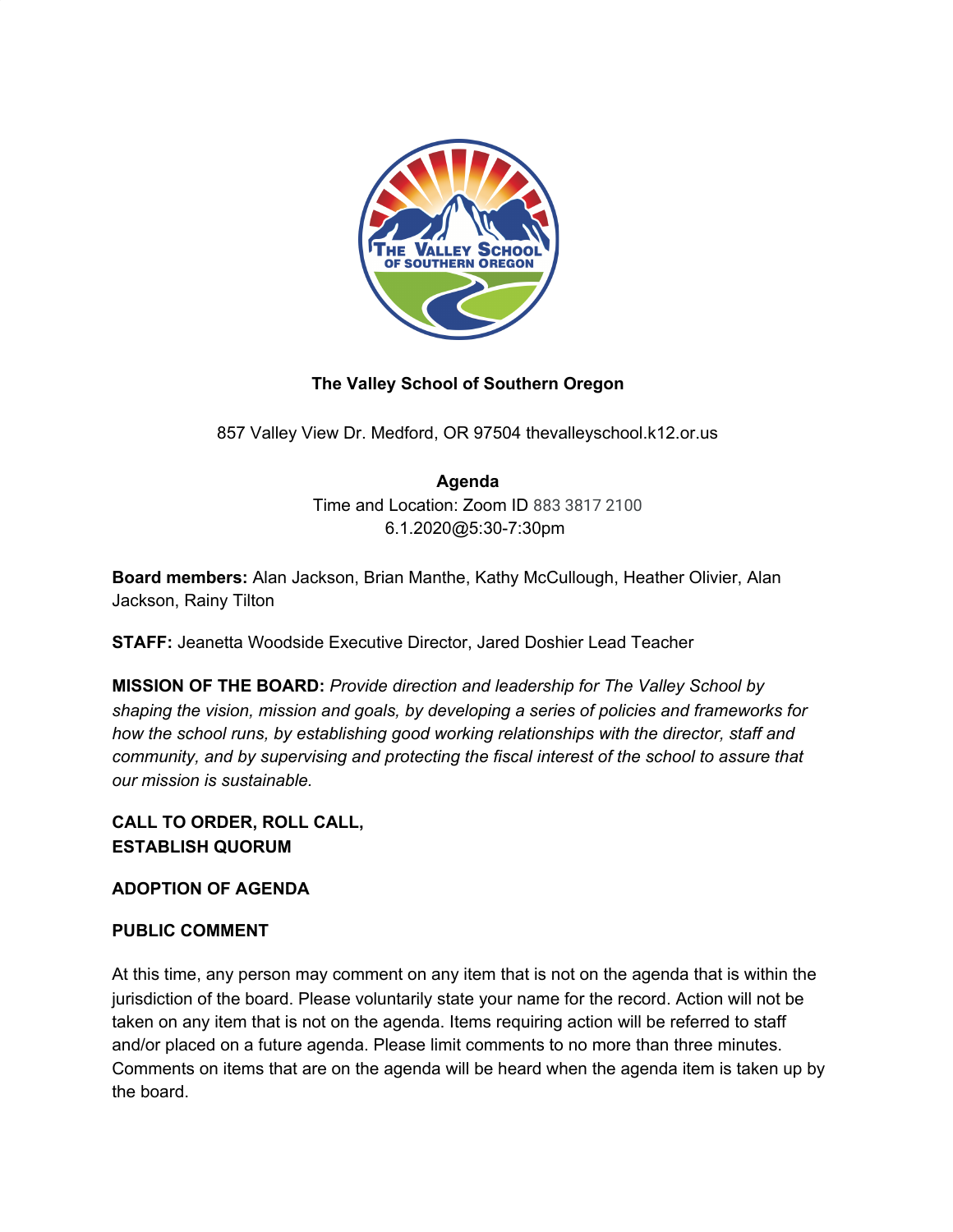**The Valley School of Southern Oregon**

857 Valley View Dr. Medford, OR 97504 thevalleyschool.k12.or.us

**Agenda**

Time and Location: Zoom ID 883 3817 2100
6.1.2020@5:30-7:30pm

**Board members:** Alan Jackson, Brian Manthe, Kathy McCullough, Heather Olivier, Alan Jackson, Rainy Tilton

**STAFF:** Jeanetta Woodside Executive Director, Jared Doshier Lead Teacher

**MISSION OF THE BOARD:** *Provide direction and leadership for The Valley School by shaping the vision, mission and goals, by developing a series of policies and frameworks for how the school runs, by establishing good working relationships with the director, staff and community, and by supervising and protecting the fiscal interest of the school to assure that our mission is sustainable.*

**CALL TO ORDER, ROLL CALL, ESTABLISH QUORUM**

**ADOPTION OF AGENDA**

**PUBLIC COMMENT**

At this time, any person may comment on any item that is not on the agenda that is within the jurisdiction of the board. Please voluntarily state your name for the record. Action will not be taken on any item that is not on the agenda. Items requiring action will be referred to staff and/or placed on a future agenda. Please limit comments to no more than three minutes. Comments on items that are on the agenda will be heard when the agenda item is taken up by the board.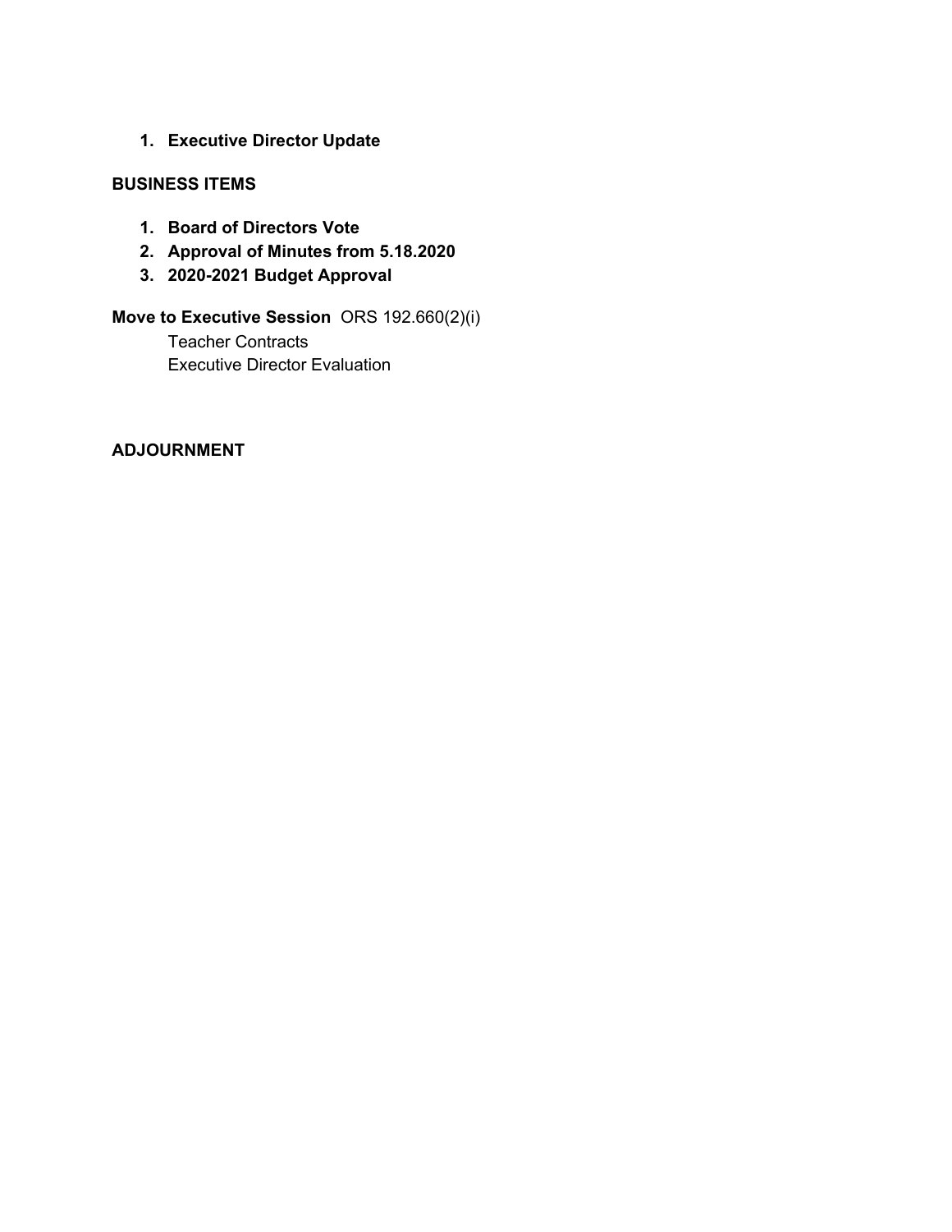1. **Executive Director Update**

**BUSINESS ITEMS**

1. **Board of Directors Vote**
2. **Approval of Minutes from 5.18.2020**
3. **2020-2021 Budget Approval**

**Move to Executive Session** ORS 192.660(2)(i)

Teacher Contracts
Executive Director Evaluation

**ADJOURNMENT**